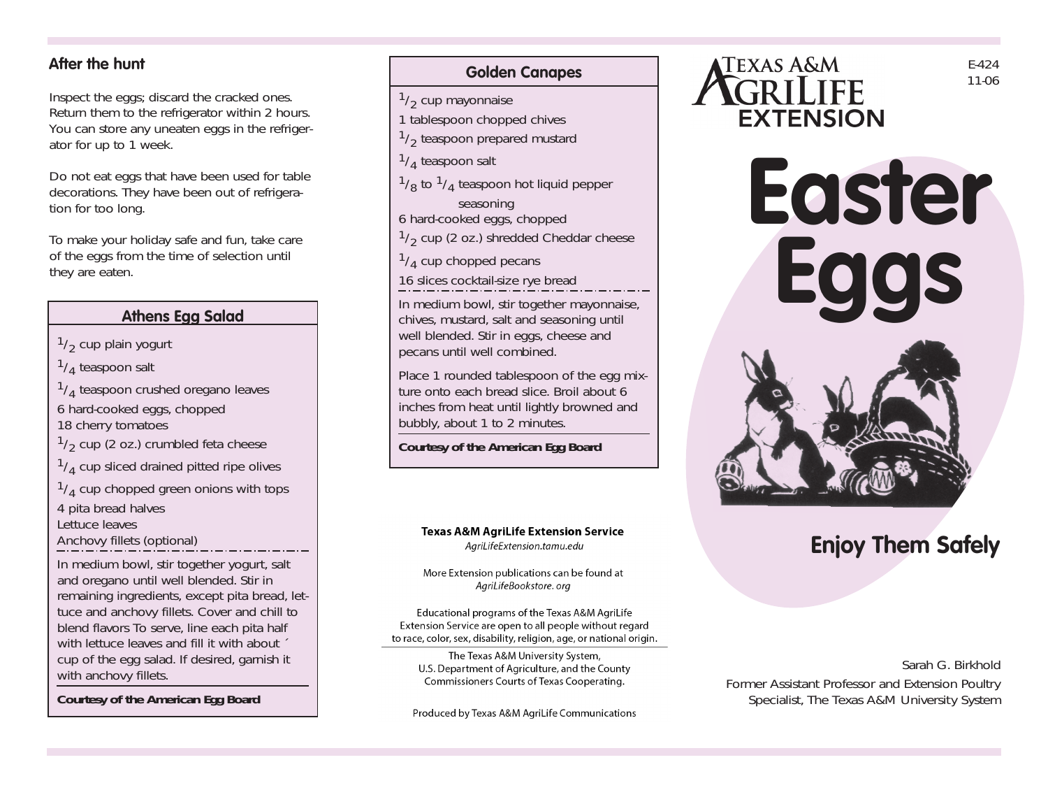## After the hunt

Inspect the eggs; discard the cracked ones. Return them to the refrigerator within 2 hours. You can store any uneaten eggs in the refrigerator for up to 1 week.

Do not eat eggs that have been used for table decorations. They have been out of refrigeration for too long.

To make your holiday safe and fun, take care of the eggs from the time of selection until they are eaten.

### Athens Egg Salad

$^1/_2$ cup plain yogurt
$^1/_4$ teaspoon salt
$^1/_4$ teaspoon crushed oregano leaves
6 hard-cooked eggs, chopped
18 cherry tomatoes
$^1/_2$ cup (2 oz.) crumbled feta cheese
$^1/_4$ cup sliced drained pitted ripe olives
$^1/_4$ cup chopped green onions with tops
4 pita bread halves
Lettuce leaves
Anchovy fillets (optional)

In medium bowl, stir together yogurt, salt and oregano until well blended. Stir in remaining ingredients, except pita bread, lettuce and anchovy fillets. Cover and chill to blend flavors To serve, line each pita half with lettuce leaves and fill it with about ´ cup of the egg salad. If desired, garnish it with anchovy fillets.

**Courtesy of the American Egg Board**

### Golden Canapes

$^1/_2$ cup mayonnaise
1 tablespoon chopped chives
$^1/_2$ teaspoon prepared mustard
$^1/_4$ teaspoon salt
$^1/_8$ to $^1/_4$ teaspoon hot liquid pepper seasoning
6 hard-cooked eggs, chopped
$^1/_2$ cup (2 oz.) shredded Cheddar cheese
$^1/_4$ cup chopped pecans
16 slices cocktail-size rye bread

In medium bowl, stir together mayonnaise, chives, mustard, salt and seasoning until well blended. Stir in eggs, cheese and pecans until well combined.

Place 1 rounded tablespoon of the egg mixture onto each bread slice. Broil about 6 inches from heat until lightly browned and bubbly, about 1 to 2 minutes.

**Courtesy of the American Egg Board**

**Texas A&M AgriLife Extension Service**
*AgriLifeExtension.tamu.edu*

More Extension publications can be found at *AgriLifeBookstore. org*

Educational programs of the Texas A&M AgriLife Extension Service are open to all people without regard to race, color, sex, disability, religion, age, or national origin.

The Texas A&M University System, U.S. Department of Agriculture, and the County Commissioners Courts of Texas Cooperating.

Produced by Texas A&M AgriLife Communications

Texas A&M AgriLife Extension

E-424
11-06

# Easter Eggs

## Enjoy Them Safely

Sarah G. Birkhold
Former Assistant Professor and Extension Poultry Specialist, The Texas A&M University System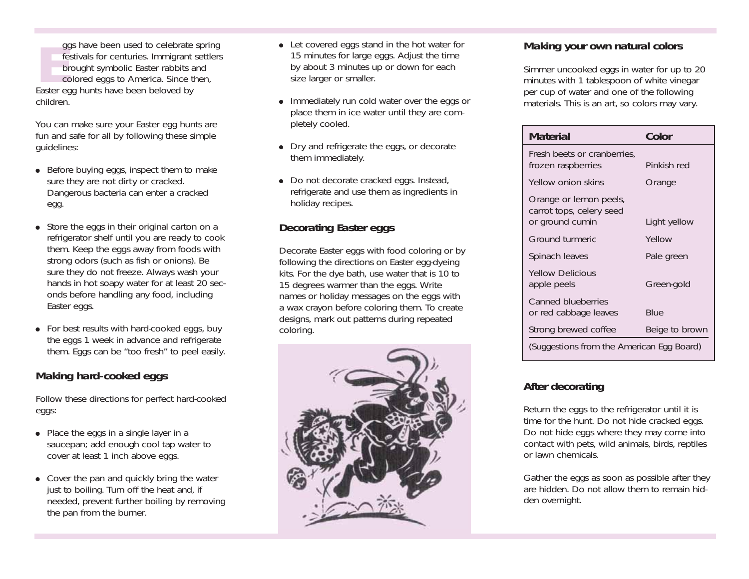Eggs have been used to celebrate spring festivals for centuries. Immigrant settlers brought symbolic Easter rabbits and colored eggs to America. Since then, Easter egg hunts have been beloved by children.

You can make sure your Easter egg hunts are fun and safe for all by following these simple guidelines:

- Before buying eggs, inspect them to make sure they are not dirty or cracked. Dangerous bacteria can enter a cracked egg.
- Store the eggs in their original carton on a refrigerator shelf until you are ready to cook them. Keep the eggs away from foods with strong odors (such as fish or onions). Be sure they do not freeze. Always wash your hands in hot soapy water for at least 20 seconds before handling any food, including Easter eggs.
- For best results with hard-cooked eggs, buy the eggs 1 week in advance and refrigerate them. Eggs can be "too fresh" to peel easily.

### Making hard-cooked eggs

Follow these directions for perfect hard-cooked eggs:

- Place the eggs in a single layer in a saucepan; add enough cool tap water to cover at least 1 inch above eggs.
- Cover the pan and quickly bring the water just to boiling. Turn off the heat and, if needed, prevent further boiling by removing the pan from the burner.
- Let covered eggs stand in the hot water for 15 minutes for large eggs. Adjust the time by about 3 minutes up or down for each size larger or smaller.
- Immediately run cold water over the eggs or place them in ice water until they are completely cooled.
- Dry and refrigerate the eggs, or decorate them immediately.
- Do not decorate cracked eggs. Instead, refrigerate and use them as ingredients in holiday recipes.

### Decorating Easter eggs

Decorate Easter eggs with food coloring or by following the directions on Easter egg-dyeing kits. For the dye bath, use water that is 10 to 15 degrees warmer than the eggs. Write names or holiday messages on the eggs with a wax crayon before coloring them. To create designs, mark out patterns during repeated coloring.

### Making your own natural colors

Simmer uncooked eggs in water for up to 20 minutes with 1 tablespoon of white vinegar per cup of water and one of the following materials. This is an art, so colors may vary.

| Material | Color |
|---|---|
| Fresh beets or cranberries, frozen raspberries | Pinkish red |
| Yellow onion skins | Orange |
| Orange or lemon peels, carrot tops, celery seed or ground cumin | Light yellow |
| Ground turmeric | Yellow |
| Spinach leaves | Pale green |
| Yellow Delicious apple peels | Green-gold |
| Canned blueberries or red cabbage leaves | Blue |
| Strong brewed coffee | Beige to brown |

(Suggestions from the American Egg Board)

### After decorating

Return the eggs to the refrigerator until it is time for the hunt. Do not hide cracked eggs. Do not hide eggs where they may come into contact with pets, wild animals, birds, reptiles or lawn chemicals.

Gather the eggs as soon as possible after they are hidden. Do not allow them to remain hidden overnight.